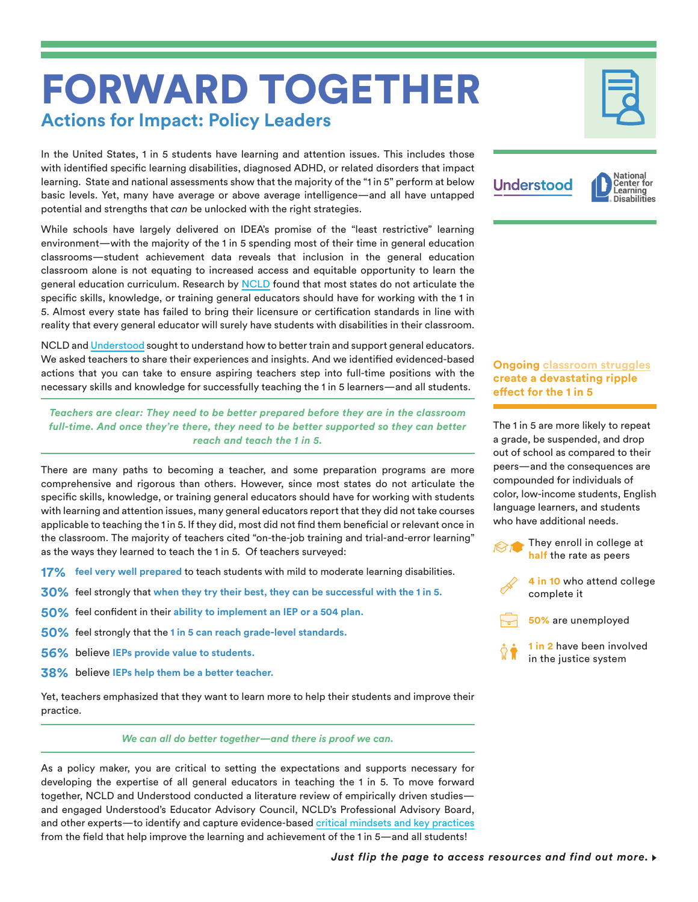# FORWARD TOGETHER

## Actions for Impact: Policy Leaders

In the United States, 1 in 5 students have learning and attention issues. This includes those with identified specific learning disabilities, diagnosed ADHD, or related disorders that impact learning. State and national assessments show that the majority of the "1 in 5" perform at below basic levels. Yet, many have average or above average intelligence—and all have untapped potential and strengths that *can* be unlocked with the right strategies.

While schools have largely delivered on IDEA's promise of the "least restrictive" learning environment—with the majority of the 1 in 5 spending most of their time in general education classrooms—student achievement data reveals that inclusion in the general education classroom alone is not equating to increased access and equitable opportunity to learn the general education curriculum. Research by NCLD found that most states do not articulate the specific skills, knowledge, or training general educators should have for working with the 1 in 5. Almost every state has failed to bring their licensure or certification standards in line with reality that every general educator will surely have students with disabilities in their classroom.

NCLD and Understood sought to understand how to better train and support general educators. We asked teachers to share their experiences and insights. And we identified evidenced-based actions that you can take to ensure aspiring teachers step into full-time positions with the necessary skills and knowledge for successfully teaching the 1 in 5 learners—and all students.

***Teachers are clear: They need to be better prepared before they are in the classroom full-time. And once they're there, they need to be better supported so they can better reach and teach the 1 in 5.***

There are many paths to becoming a teacher, and some preparation programs are more comprehensive and rigorous than others. However, since most states do not articulate the specific skills, knowledge, or training general educators should have for working with students with learning and attention issues, many general educators report that they did not take courses applicable to teaching the 1 in 5. If they did, most did not find them beneficial or relevant once in the classroom. The majority of teachers cited "on-the-job training and trial-and-error learning" as the ways they learned to teach the 1 in 5. Of teachers surveyed:

- **17%** **feel very well prepared** to teach students with mild to moderate learning disabilities.
- **30%** feel strongly that **when they try their best, they can be successful with the 1 in 5.**
- **50%** feel confident in their **ability to implement an IEP or a 504 plan.**
- **50%** feel strongly that the **1 in 5 can reach grade-level standards.**
- **56%** believe **IEPs provide value to students.**
- **38%** believe **IEPs help them be a better teacher.**

Yet, teachers emphasized that they want to learn more to help their students and improve their practice.

***We can all do better together—and there is proof we can.***

As a policy maker, you are critical to setting the expectations and supports necessary for developing the expertise of all general educators in teaching the 1 in 5. To move forward together, NCLD and Understood conducted a literature review of empirically driven studies—and engaged Understood's Educator Advisory Council, NCLD's Professional Advisory Board, and other experts—to identify and capture evidence-based critical mindsets and key practices from the field that help improve the learning and achievement of the 1 in 5—and all students!

***Just flip the page to access resources and find out more.***

Understood | National Center for Learning Disabilities

### Ongoing classroom struggles create a devastating ripple effect for the 1 in 5

The 1 in 5 are more likely to repeat a grade, be suspended, and drop out of school as compared to their peers—and the consequences are compounded for individuals of color, low-income students, English language learners, and students who have additional needs.

- They enroll in college at **half** the rate as peers
- **4 in 10** who attend college complete it
- **50%** are unemployed
- **1 in 2** have been involved in the justice system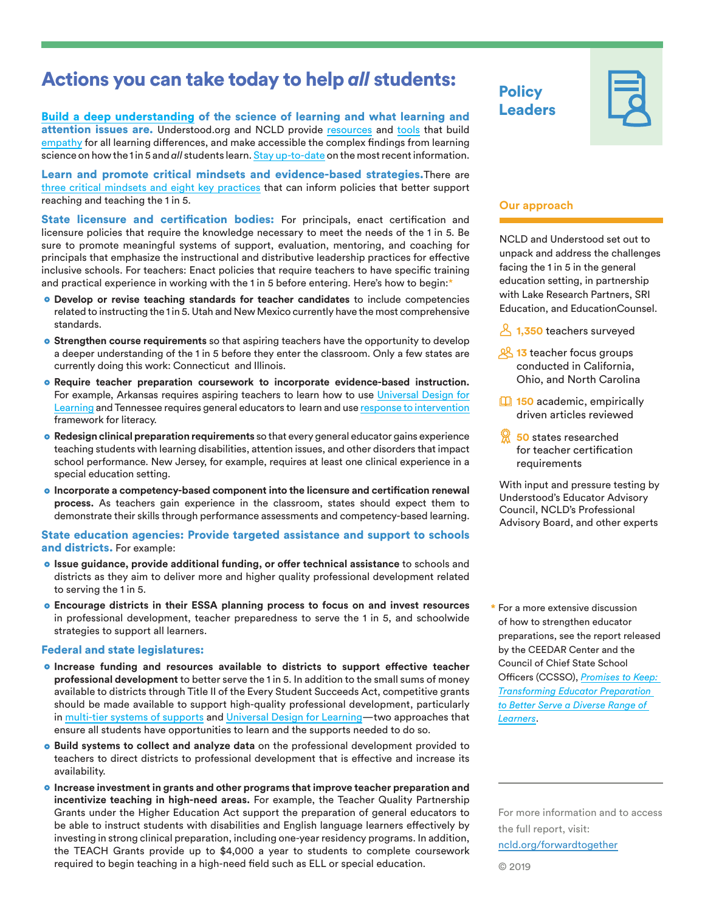# Actions you can take today to help *all* students:

**Build a deep understanding of the science of learning and what learning and attention issues are.** Understood.org and NCLD provide resources and tools that build empathy for all learning differences, and make accessible the complex findings from learning science on how the 1 in 5 and *all* students learn. Stay up-to-date on the most recent information.

**Learn and promote critical mindsets and evidence-based strategies.** There are three critical mindsets and eight key practices that can inform policies that better support reaching and teaching the 1 in 5.

**State licensure and certification bodies:** For principals, enact certification and licensure policies that require the knowledge necessary to meet the needs of the 1 in 5. Be sure to promote meaningful systems of support, evaluation, mentoring, and coaching for principals that emphasize the instructional and distributive leadership practices for effective inclusive schools. For teachers: Enact policies that require teachers to have specific training and practical experience in working with the 1 in 5 before entering. Here's how to begin:*

- **Develop or revise teaching standards for teacher candidates** to include competencies related to instructing the 1 in 5. Utah and New Mexico currently have the most comprehensive standards.
- **Strengthen course requirements** so that aspiring teachers have the opportunity to develop a deeper understanding of the 1 in 5 before they enter the classroom. Only a few states are currently doing this work: Connecticut and Illinois.
- **Require teacher preparation coursework to incorporate evidence-based instruction.** For example, Arkansas requires aspiring teachers to learn how to use Universal Design for Learning and Tennessee requires general educators to learn and use response to intervention framework for literacy.
- **Redesign clinical preparation requirements** so that every general educator gains experience teaching students with learning disabilities, attention issues, and other disorders that impact school performance. New Jersey, for example, requires at least one clinical experience in a special education setting.
- **Incorporate a competency-based component into the licensure and certification renewal process.** As teachers gain experience in the classroom, states should expect them to demonstrate their skills through performance assessments and competency-based learning.

**State education agencies: Provide targeted assistance and support to schools and districts.** For example:

- **Issue guidance, provide additional funding, or offer technical assistance** to schools and districts as they aim to deliver more and higher quality professional development related to serving the 1 in 5.
- **Encourage districts in their ESSA planning process to focus on and invest resources** in professional development, teacher preparedness to serve the 1 in 5, and schoolwide strategies to support all learners.

**Federal and state legislatures:**

- **Increase funding and resources available to districts to support effective teacher professional development** to better serve the 1 in 5. In addition to the small sums of money available to districts through Title II of the Every Student Succeeds Act, competitive grants should be made available to support high-quality professional development, particularly in multi-tier systems of supports and Universal Design for Learning—two approaches that ensure all students have opportunities to learn and the supports needed to do so.
- **Build systems to collect and analyze data** on the professional development provided to teachers to direct districts to professional development that is effective and increase its availability.
- **Increase investment in grants and other programs that improve teacher preparation and incentivize teaching in high-need areas.** For example, the Teacher Quality Partnership Grants under the Higher Education Act support the preparation of general educators to be able to instruct students with disabilities and English language learners effectively by investing in strong clinical preparation, including one-year residency programs. In addition, the TEACH Grants provide up to $4,000 a year to students to complete coursework required to begin teaching in a high-need field such as ELL or special education.

## Policy Leaders

### Our approach

NCLD and Understood set out to unpack and address the challenges facing the 1 in 5 in the general education setting, in partnership with Lake Research Partners, SRI Education, and EducationCounsel.

- **1,350** teachers surveyed
- **13** teacher focus groups conducted in California, Ohio, and North Carolina
- **150** academic, empirically driven articles reviewed
- **50** states researched for teacher certification requirements

With input and pressure testing by Understood's Educator Advisory Council, NCLD's Professional Advisory Board, and other experts

\* For a more extensive discussion of how to strengthen educator preparations, see the report released by the CEEDAR Center and the Council of Chief State School Officers (CCSSO), *Promises to Keep: Transforming Educator Preparation to Better Serve a Diverse Range of Learners*.

For more information and to access the full report, visit: ncld.org/forwardtogether

© 2019